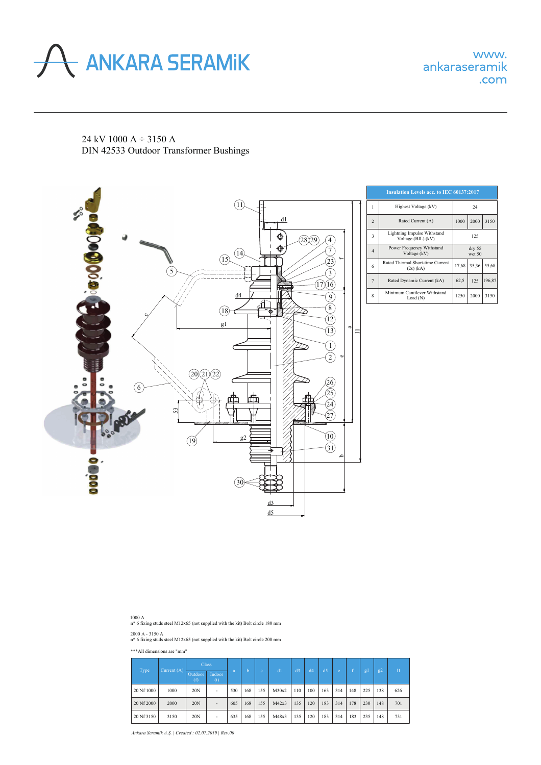# ANKARA SERAMİK

www.ankaraseramik.com

24 kV 1000 A ÷ 3150 A
DIN 42533 Outdoor Transformer Bushings

| Insulation Levels acc. to IEC 60137:2017 | | | | |
|---|---|---|---|---|
| 1 | Highest Voltage (kV) | 24 | | |
| 2 | Rated Current (A) | 1000 | 2000 | 3150 |
| 3 | Lightning Impulse Withstand Voltage (BIL) (kV) | 125 | | |
| 4 | Power Frequency Withstand Voltage (kV) | dry 55 wet 50 | | |
| 6 | Rated Thermal Short-time Current (2s) (kA) | 17,68 | 35,36 | 55,68 |
| 7 | Rated Dynamic Current (kA) | 62,5 | 125 | 196,87 |
| 8 | Minimum Cantilever Withstand Load (N) | 1250 | 2000 | 3150 |

1000 A
n* 6 fixing studs steel M12x65 (not supplied with the kit) Bolt circle 180 mm

2000 A - 3150 A
n* 6 fixing studs steel M12x65 (not supplied with the kit) Bolt circle 200 mm

***All dimensions are "mm"

| Type | Current (A) | Class | | a | b | c | d1 | d3 | d4 | d5 | e | f | g1 | g2 | l1 |
|---|---|---|---|---|---|---|---|---|---|---|---|---|---|---|---|
| | | Outdoor (f) | Indoor (i) | | | | | | | | | | | | |
| 20 Nf 1000 | 1000 | 20N | - | 530 | 168 | 155 | M30x2 | 110 | 100 | 163 | 314 | 148 | 225 | 138 | 626 |
| 20 Nf 2000 | 2000 | 20N | - | 605 | 168 | 155 | M42x3 | 135 | 120 | 183 | 314 | 178 | 230 | 148 | 701 |
| 20 Nf 3150 | 3150 | 20N | - | 635 | 168 | 155 | M48x3 | 135 | 120 | 183 | 314 | 183 | 235 | 148 | 731 |

*Ankara Seramik A.Ş. | Created : 02.07.2019 | Rev.00*